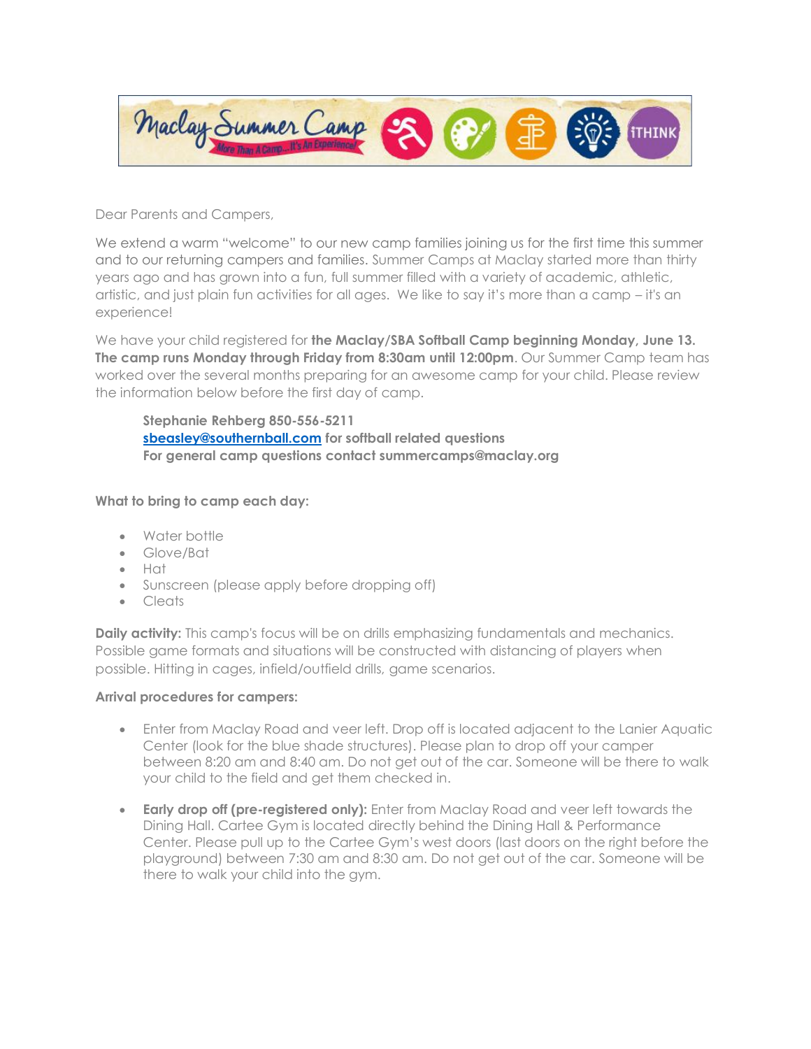Maclay Summer Camp — More Than A Camp...It's An Experience! — iTHINK

Dear Parents and Campers,

We extend a warm "welcome" to our new camp families joining us for the first time this summer and to our returning campers and families. Summer Camps at Maclay started more than thirty years ago and has grown into a fun, full summer filled with a variety of academic, athletic, artistic, and just plain fun activities for all ages. We like to say it's more than a camp – it's an experience!

We have your child registered for **the Maclay/SBA Softball Camp beginning Monday, June 13. The camp runs Monday through Friday from 8:30am until 12:00pm**. Our Summer Camp team has worked over the several months preparing for an awesome camp for your child. Please review the information below before the first day of camp.

> **Stephanie Rehberg 850-556-5211**
> **sbeasley@southernball.com for softball related questions**
> **For general camp questions contact summercamps@maclay.org**

**What to bring to camp each day:**

- Water bottle
- Glove/Bat
- Hat
- Sunscreen (please apply before dropping off)
- Cleats

**Daily activity:** This camp's focus will be on drills emphasizing fundamentals and mechanics. Possible game formats and situations will be constructed with distancing of players when possible. Hitting in cages, infield/outfield drills, game scenarios.

**Arrival procedures for campers:**

- Enter from Maclay Road and veer left. Drop off is located adjacent to the Lanier Aquatic Center (look for the blue shade structures). Please plan to drop off your camper between 8:20 am and 8:40 am. Do not get out of the car. Someone will be there to walk your child to the field and get them checked in.

- **Early drop off (pre-registered only):** Enter from Maclay Road and veer left towards the Dining Hall. Cartee Gym is located directly behind the Dining Hall & Performance Center. Please pull up to the Cartee Gym's west doors (last doors on the right before the playground) between 7:30 am and 8:30 am. Do not get out of the car. Someone will be there to walk your child into the gym.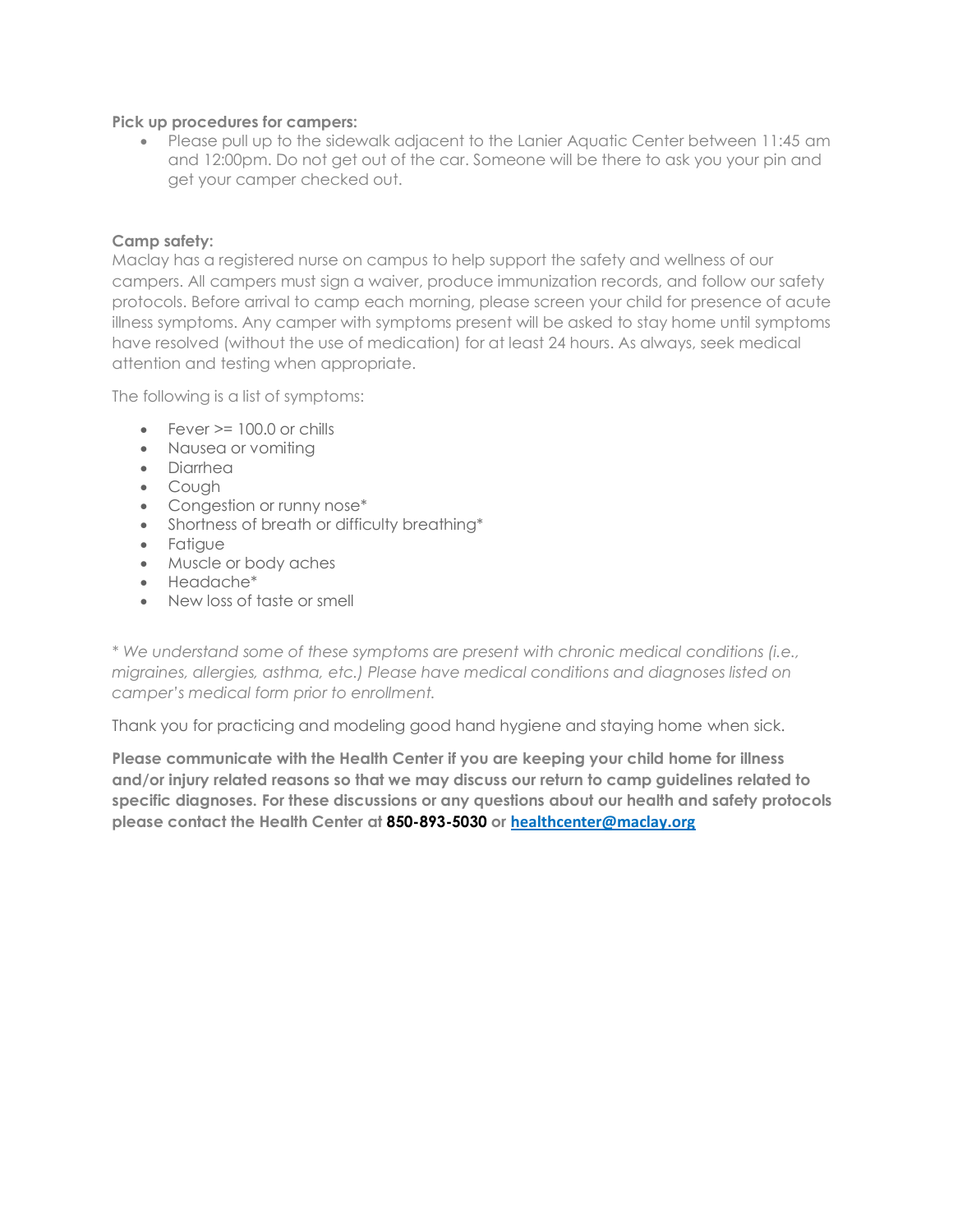**Pick up procedures for campers:**

- Please pull up to the sidewalk adjacent to the Lanier Aquatic Center between 11:45 am and 12:00pm. Do not get out of the car. Someone will be there to ask you your pin and get your camper checked out.

**Camp safety:**

Maclay has a registered nurse on campus to help support the safety and wellness of our campers. All campers must sign a waiver, produce immunization records, and follow our safety protocols. Before arrival to camp each morning, please screen your child for presence of acute illness symptoms. Any camper with symptoms present will be asked to stay home until symptoms have resolved (without the use of medication) for at least 24 hours. As always, seek medical attention and testing when appropriate.

The following is a list of symptoms:

- Fever >= 100.0 or chills
- Nausea or vomiting
- Diarrhea
- Cough
- Congestion or runny nose*
- Shortness of breath or difficulty breathing*
- Fatigue
- Muscle or body aches
- Headache*
- New loss of taste or smell

*\* We understand some of these symptoms are present with chronic medical conditions (i.e., migraines, allergies, asthma, etc.) Please have medical conditions and diagnoses listed on camper's medical form prior to enrollment.*

Thank you for practicing and modeling good hand hygiene and staying home when sick.

**Please communicate with the Health Center if you are keeping your child home for illness and/or injury related reasons so that we may discuss our return to camp guidelines related to specific diagnoses. For these discussions or any questions about our health and safety protocols please contact the Health Center at 850-893-5030 or [healthcenter@maclay.org](mailto:healthcenter@maclay.org)**